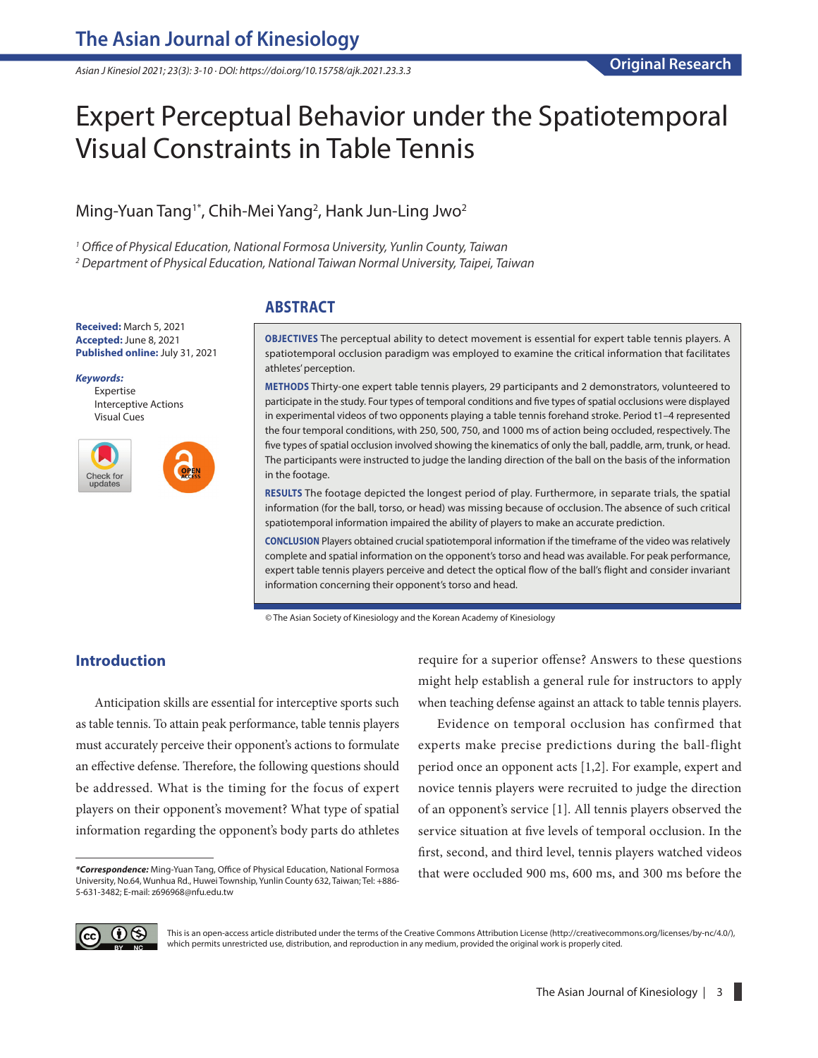Original Research

# Expert Perceptual Behavior under the Spatiotemporal Visual Constraints in Table Tennis

Ming-Yuan Tang[1*], Chih-Mei Yang[2], Hank Jun-Ling Jwo[2]

[1] *Office of Physical Education, National Formosa University, Yunlin County, Taiwan*
[2] *Department of Physical Education, National Taiwan Normal University, Taipei, Taiwan*

**Received:** March 5, 2021
**Accepted:** June 8, 2021
**Published online:** July 31, 2021

***Keywords:***
Expertise
Interceptive Actions
Visual Cues

## ABSTRACT

**OBJECTIVES** The perceptual ability to detect movement is essential for expert table tennis players. A spatiotemporal occlusion paradigm was employed to examine the critical information that facilitates athletes' perception.

**METHODS** Thirty-one expert table tennis players, 29 participants and 2 demonstrators, volunteered to participate in the study. Four types of temporal conditions and five types of spatial occlusions were displayed in experimental videos of two opponents playing a table tennis forehand stroke. Period t1–4 represented the four temporal conditions, with 250, 500, 750, and 1000 ms of action being occluded, respectively. The five types of spatial occlusion involved showing the kinematics of only the ball, paddle, arm, trunk, or head. The participants were instructed to judge the landing direction of the ball on the basis of the information in the footage.

**RESULTS** The footage depicted the longest period of play. Furthermore, in separate trials, the spatial information (for the ball, torso, or head) was missing because of occlusion. The absence of such critical spatiotemporal information impaired the ability of players to make an accurate prediction.

**CONCLUSION** Players obtained crucial spatiotemporal information if the timeframe of the video was relatively complete and spatial information on the opponent's torso and head was available. For peak performance, expert table tennis players perceive and detect the optical flow of the ball's flight and consider invariant information concerning their opponent's torso and head.

© The Asian Society of Kinesiology and the Korean Academy of Kinesiology

## Introduction

Anticipation skills are essential for interceptive sports such as table tennis. To attain peak performance, table tennis players must accurately perceive their opponent's actions to formulate an effective defense. Therefore, the following questions should be addressed. What is the timing for the focus of expert players on their opponent's movement? What type of spatial information regarding the opponent's body parts do athletes require for a superior offense? Answers to these questions might help establish a general rule for instructors to apply when teaching defense against an attack to table tennis players.

Evidence on temporal occlusion has confirmed that experts make precise predictions during the ball-flight period once an opponent acts [1,2]. For example, expert and novice tennis players were recruited to judge the direction of an opponent's service [1]. All tennis players observed the service situation at five levels of temporal occlusion. In the first, second, and third level, tennis players watched videos that were occluded 900 ms, 600 ms, and 300 ms before the

***Correspondence:*** Ming-Yuan Tang, Office of Physical Education, National Formosa University, No.64, Wunhua Rd., Huwei Township, Yunlin County 632, Taiwan; Tel: +886-5-631-3482; E-mail: z696968@nfu.edu.tw

This is an open-access article distributed under the terms of the Creative Commons Attribution License (http://creativecommons.org/licenses/by-nc/4.0/), which permits unrestricted use, distribution, and reproduction in any medium, provided the original work is properly cited.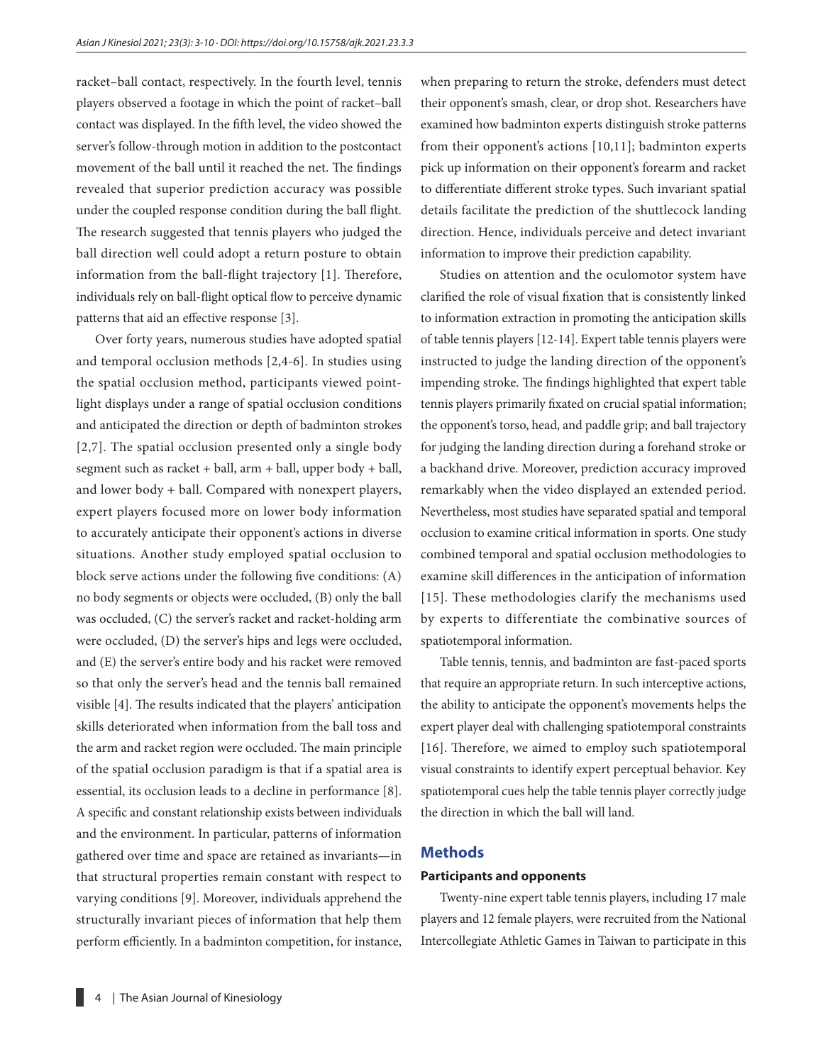racket–ball contact, respectively. In the fourth level, tennis players observed a footage in which the point of racket–ball contact was displayed. In the fifth level, the video showed the server's follow-through motion in addition to the postcontact movement of the ball until it reached the net. The findings revealed that superior prediction accuracy was possible under the coupled response condition during the ball flight. The research suggested that tennis players who judged the ball direction well could adopt a return posture to obtain information from the ball-flight trajectory [1]. Therefore, individuals rely on ball-flight optical flow to perceive dynamic patterns that aid an effective response [3].

Over forty years, numerous studies have adopted spatial and temporal occlusion methods [2,4-6]. In studies using the spatial occlusion method, participants viewed point-light displays under a range of spatial occlusion conditions and anticipated the direction or depth of badminton strokes [2,7]. The spatial occlusion presented only a single body segment such as racket + ball, arm + ball, upper body + ball, and lower body + ball. Compared with nonexpert players, expert players focused more on lower body information to accurately anticipate their opponent's actions in diverse situations. Another study employed spatial occlusion to block serve actions under the following five conditions: (A) no body segments or objects were occluded, (B) only the ball was occluded, (C) the server's racket and racket-holding arm were occluded, (D) the server's hips and legs were occluded, and (E) the server's entire body and his racket were removed so that only the server's head and the tennis ball remained visible [4]. The results indicated that the players' anticipation skills deteriorated when information from the ball toss and the arm and racket region were occluded. The main principle of the spatial occlusion paradigm is that if a spatial area is essential, its occlusion leads to a decline in performance [8]. A specific and constant relationship exists between individuals and the environment. In particular, patterns of information gathered over time and space are retained as invariants—in that structural properties remain constant with respect to varying conditions [9]. Moreover, individuals apprehend the structurally invariant pieces of information that help them perform efficiently. In a badminton competition, for instance, when preparing to return the stroke, defenders must detect their opponent's smash, clear, or drop shot. Researchers have examined how badminton experts distinguish stroke patterns from their opponent's actions [10,11]; badminton experts pick up information on their opponent's forearm and racket to differentiate different stroke types. Such invariant spatial details facilitate the prediction of the shuttlecock landing direction. Hence, individuals perceive and detect invariant information to improve their prediction capability.

Studies on attention and the oculomotor system have clarified the role of visual fixation that is consistently linked to information extraction in promoting the anticipation skills of table tennis players [12-14]. Expert table tennis players were instructed to judge the landing direction of the opponent's impending stroke. The findings highlighted that expert table tennis players primarily fixated on crucial spatial information; the opponent's torso, head, and paddle grip; and ball trajectory for judging the landing direction during a forehand stroke or a backhand drive. Moreover, prediction accuracy improved remarkably when the video displayed an extended period. Nevertheless, most studies have separated spatial and temporal occlusion to examine critical information in sports. One study combined temporal and spatial occlusion methodologies to examine skill differences in the anticipation of information [15]. These methodologies clarify the mechanisms used by experts to differentiate the combinative sources of spatiotemporal information.

Table tennis, tennis, and badminton are fast-paced sports that require an appropriate return. In such interceptive actions, the ability to anticipate the opponent's movements helps the expert player deal with challenging spatiotemporal constraints [16]. Therefore, we aimed to employ such spatiotemporal visual constraints to identify expert perceptual behavior. Key spatiotemporal cues help the table tennis player correctly judge the direction in which the ball will land.

## Methods

### Participants and opponents

Twenty-nine expert table tennis players, including 17 male players and 12 female players, were recruited from the National Intercollegiate Athletic Games in Taiwan to participate in this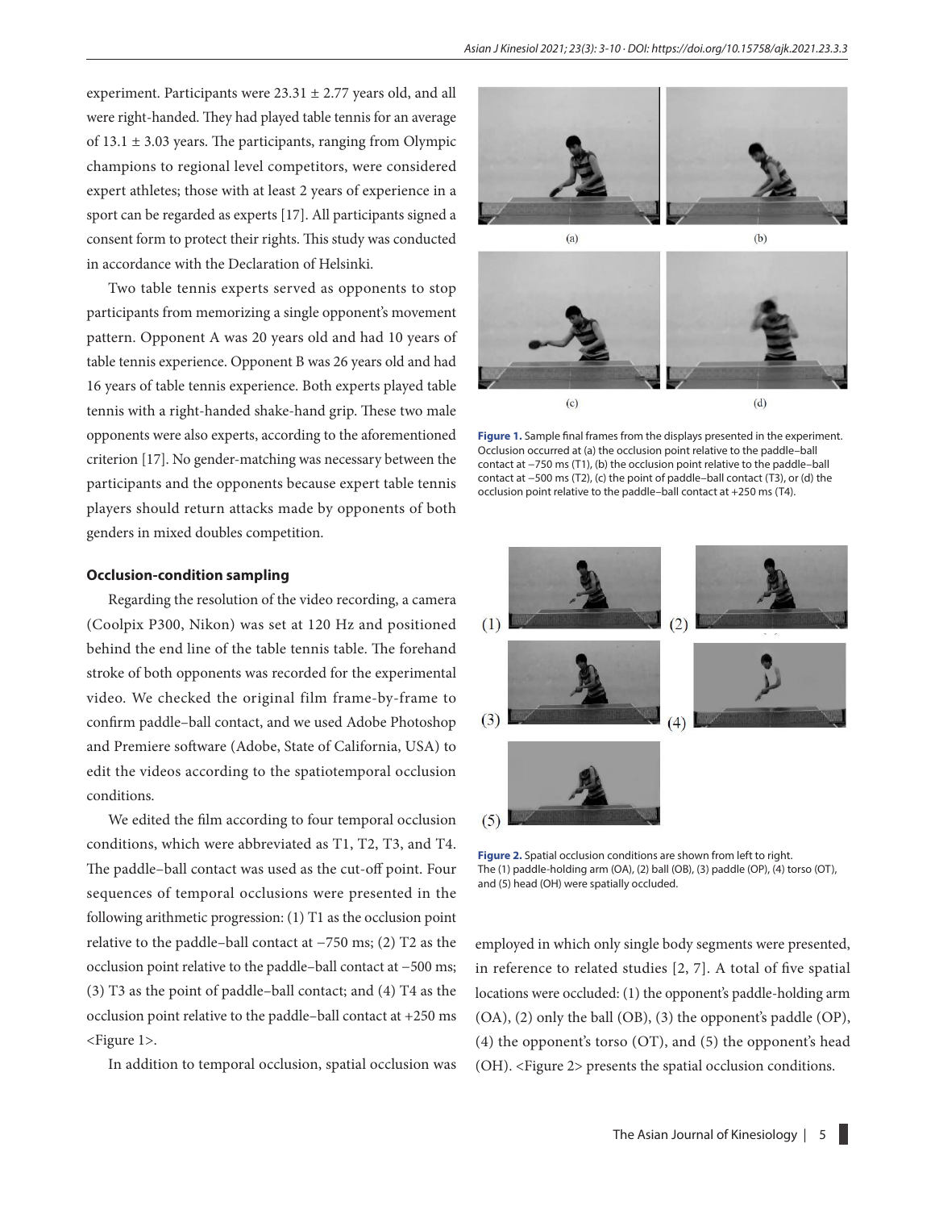experiment. Participants were 23.31 ± 2.77 years old, and all were right-handed. They had played table tennis for an average of 13.1 ± 3.03 years. The participants, ranging from Olympic champions to regional level competitors, were considered expert athletes; those with at least 2 years of experience in a sport can be regarded as experts [17]. All participants signed a consent form to protect their rights. This study was conducted in accordance with the Declaration of Helsinki.

Two table tennis experts served as opponents to stop participants from memorizing a single opponent's movement pattern. Opponent A was 20 years old and had 10 years of table tennis experience. Opponent B was 26 years old and had 16 years of table tennis experience. Both experts played table tennis with a right-handed shake-hand grip. These two male opponents were also experts, according to the aforementioned criterion [17]. No gender-matching was necessary between the participants and the opponents because expert table tennis players should return attacks made by opponents of both genders in mixed doubles competition.

**Occlusion-condition sampling**

Regarding the resolution of the video recording, a camera (Coolpix P300, Nikon) was set at 120 Hz and positioned behind the end line of the table tennis table. The forehand stroke of both opponents was recorded for the experimental video. We checked the original film frame-by-frame to confirm paddle–ball contact, and we used Adobe Photoshop and Premiere software (Adobe, State of California, USA) to edit the videos according to the spatiotemporal occlusion conditions.

We edited the film according to four temporal occlusion conditions, which were abbreviated as T1, T2, T3, and T4. The paddle–ball contact was used as the cut-off point. Four sequences of temporal occlusions were presented in the following arithmetic progression: (1) T1 as the occlusion point relative to the paddle–ball contact at −750 ms; (2) T2 as the occlusion point relative to the paddle–ball contact at −500 ms; (3) T3 as the point of paddle–ball contact; and (4) T4 as the occlusion point relative to the paddle–ball contact at +250 ms <Figure 1>.

In addition to temporal occlusion, spatial occlusion was employed in which only single body segments were presented, in reference to related studies [2, 7]. A total of five spatial locations were occluded: (1) the opponent's paddle-holding arm (OA), (2) only the ball (OB), (3) the opponent's paddle (OP), (4) the opponent's torso (OT), and (5) the opponent's head (OH). <Figure 2> presents the spatial occlusion conditions.

**Figure 1.** Sample final frames from the displays presented in the experiment. Occlusion occurred at (a) the occlusion point relative to the paddle–ball contact at −750 ms (T1), (b) the occlusion point relative to the paddle–ball contact at −500 ms (T2), (c) the point of paddle–ball contact (T3), or (d) the occlusion point relative to the paddle–ball contact at +250 ms (T4).

**Figure 2.** Spatial occlusion conditions are shown from left to right. The (1) paddle-holding arm (OA), (2) ball (OB), (3) paddle (OP), (4) torso (OT), and (5) head (OH) were spatially occluded.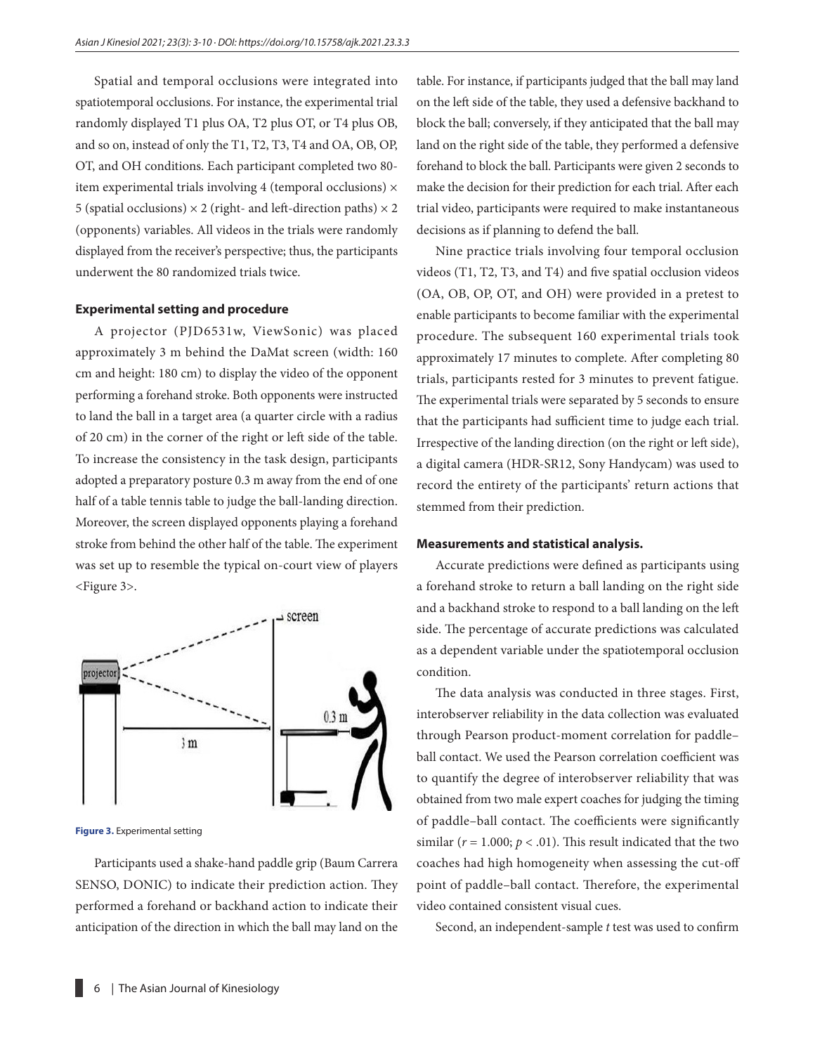Spatial and temporal occlusions were integrated into spatiotemporal occlusions. For instance, the experimental trial randomly displayed T1 plus OA, T2 plus OT, or T4 plus OB, and so on, instead of only the T1, T2, T3, T4 and OA, OB, OP, OT, and OH conditions. Each participant completed two 80-item experimental trials involving 4 (temporal occlusions) × 5 (spatial occlusions) × 2 (right- and left-direction paths) × 2 (opponents) variables. All videos in the trials were randomly displayed from the receiver's perspective; thus, the participants underwent the 80 randomized trials twice.

### Experimental setting and procedure

A projector (PJD6531w, ViewSonic) was placed approximately 3 m behind the DaMat screen (width: 160 cm and height: 180 cm) to display the video of the opponent performing a forehand stroke. Both opponents were instructed to land the ball in a target area (a quarter circle with a radius of 20 cm) in the corner of the right or left side of the table. To increase the consistency in the task design, participants adopted a preparatory posture 0.3 m away from the end of one half of a table tennis table to judge the ball-landing direction. Moreover, the screen displayed opponents playing a forehand stroke from behind the other half of the table. The experiment was set up to resemble the typical on-court view of players <Figure 3>.

**Figure 3.** Experimental setting

Participants used a shake-hand paddle grip (Baum Carrera SENSO, DONIC) to indicate their prediction action. They performed a forehand or backhand action to indicate their anticipation of the direction in which the ball may land on the table. For instance, if participants judged that the ball may land on the left side of the table, they used a defensive backhand to block the ball; conversely, if they anticipated that the ball may land on the right side of the table, they performed a defensive forehand to block the ball. Participants were given 2 seconds to make the decision for their prediction for each trial. After each trial video, participants were required to make instantaneous decisions as if planning to defend the ball.

Nine practice trials involving four temporal occlusion videos (T1, T2, T3, and T4) and five spatial occlusion videos (OA, OB, OP, OT, and OH) were provided in a pretest to enable participants to become familiar with the experimental procedure. The subsequent 160 experimental trials took approximately 17 minutes to complete. After completing 80 trials, participants rested for 3 minutes to prevent fatigue. The experimental trials were separated by 5 seconds to ensure that the participants had sufficient time to judge each trial. Irrespective of the landing direction (on the right or left side), a digital camera (HDR-SR12, Sony Handycam) was used to record the entirety of the participants' return actions that stemmed from their prediction.

### Measurements and statistical analysis.

Accurate predictions were defined as participants using a forehand stroke to return a ball landing on the right side and a backhand stroke to respond to a ball landing on the left side. The percentage of accurate predictions was calculated as a dependent variable under the spatiotemporal occlusion condition.

The data analysis was conducted in three stages. First, interobserver reliability in the data collection was evaluated through Pearson product-moment correlation for paddle–ball contact. We used the Pearson correlation coefficient was to quantify the degree of interobserver reliability that was obtained from two male expert coaches for judging the timing of paddle–ball contact. The coefficients were significantly similar ($r = 1.000$; $p < .01$). This result indicated that the two coaches had high homogeneity when assessing the cut-off point of paddle–ball contact. Therefore, the experimental video contained consistent visual cues.

Second, an independent-sample *t* test was used to confirm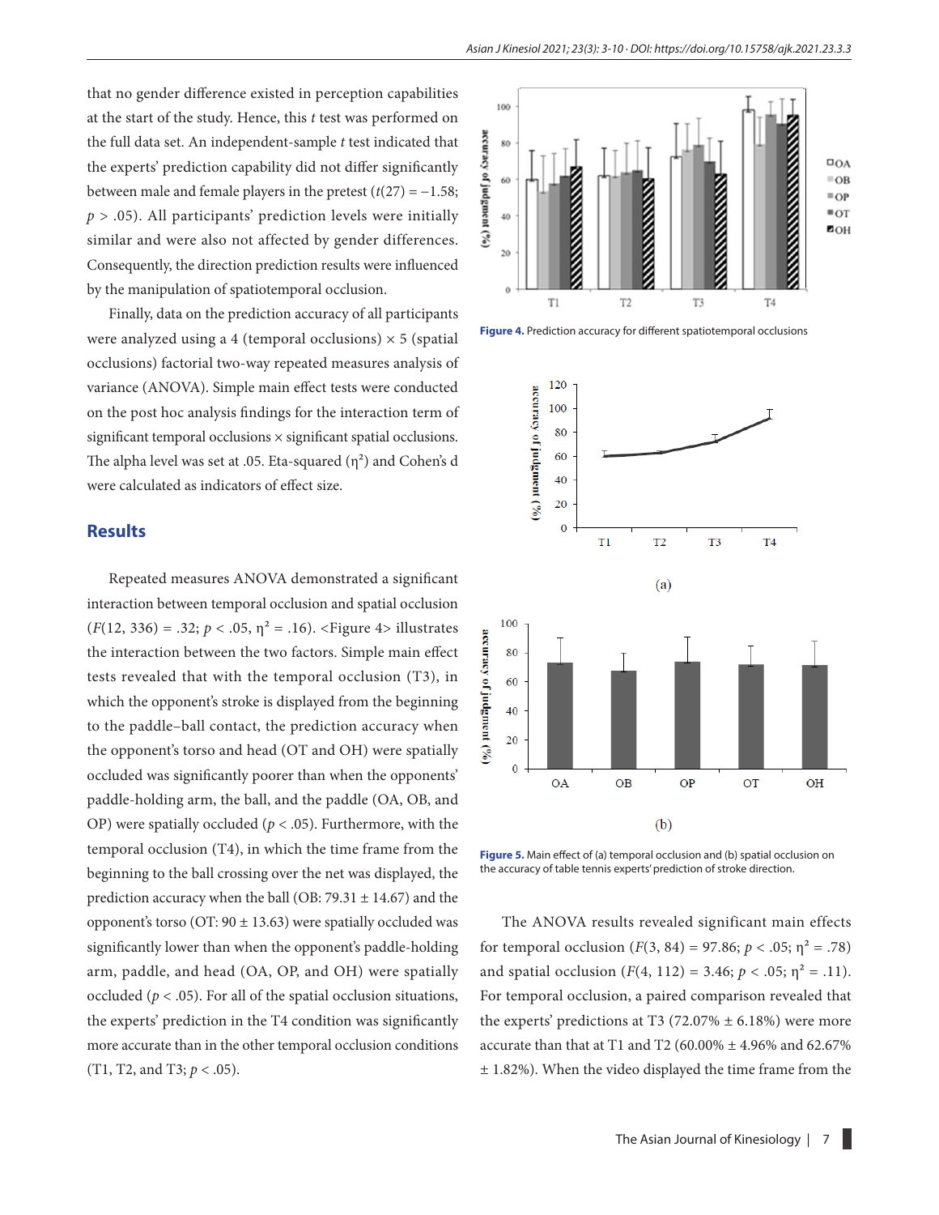that no gender difference existed in perception capabilities at the start of the study. Hence, this *t* test was performed on the full data set. An independent-sample *t* test indicated that the experts' prediction capability did not differ significantly between male and female players in the pretest ($t(27) = -1.58$; $p > .05$). All participants' prediction levels were initially similar and were also not affected by gender differences. Consequently, the direction prediction results were influenced by the manipulation of spatiotemporal occlusion.

Finally, data on the prediction accuracy of all participants were analyzed using a 4 (temporal occlusions) × 5 (spatial occlusions) factorial two-way repeated measures analysis of variance (ANOVA). Simple main effect tests were conducted on the post hoc analysis findings for the interaction term of significant temporal occlusions × significant spatial occlusions. The alpha level was set at .05. Eta-squared ($\eta^2$) and Cohen's d were calculated as indicators of effect size.

## Results

Repeated measures ANOVA demonstrated a significant interaction between temporal occlusion and spatial occlusion ($F(12, 336) = .32$; $p < .05$, $\eta^2 = .16$). <Figure 4> illustrates the interaction between the two factors. Simple main effect tests revealed that with the temporal occlusion (T3), in which the opponent's stroke is displayed from the beginning to the paddle–ball contact, the prediction accuracy when the opponent's torso and head (OT and OH) were spatially occluded was significantly poorer than when the opponents' paddle-holding arm, the ball, and the paddle (OA, OB, and OP) were spatially occluded ($p < .05$). Furthermore, with the temporal occlusion (T4), in which the time frame from the beginning to the ball crossing over the net was displayed, the prediction accuracy when the ball (OB: 79.31 ± 14.67) and the opponent's torso (OT: 90 ± 13.63) were spatially occluded was significantly lower than when the opponent's paddle-holding arm, paddle, and head (OA, OP, and OH) were spatially occluded ($p < .05$). For all of the spatial occlusion situations, the experts' prediction in the T4 condition was significantly more accurate than in the other temporal occlusion conditions (T1, T2, and T3; $p < .05$).

**Figure 4.** Prediction accuracy for different spatiotemporal occlusions

**Figure 5.** Main effect of (a) temporal occlusion and (b) spatial occlusion on the accuracy of table tennis experts' prediction of stroke direction.

The ANOVA results revealed significant main effects for temporal occlusion ($F(3, 84) = 97.86$; $p < .05$; $\eta^2 = .78$) and spatial occlusion ($F(4, 112) = 3.46$; $p < .05$; $\eta^2 = .11$). For temporal occlusion, a paired comparison revealed that the experts' predictions at T3 (72.07% ± 6.18%) were more accurate than that at T1 and T2 (60.00% ± 4.96% and 62.67% ± 1.82%). When the video displayed the time frame from the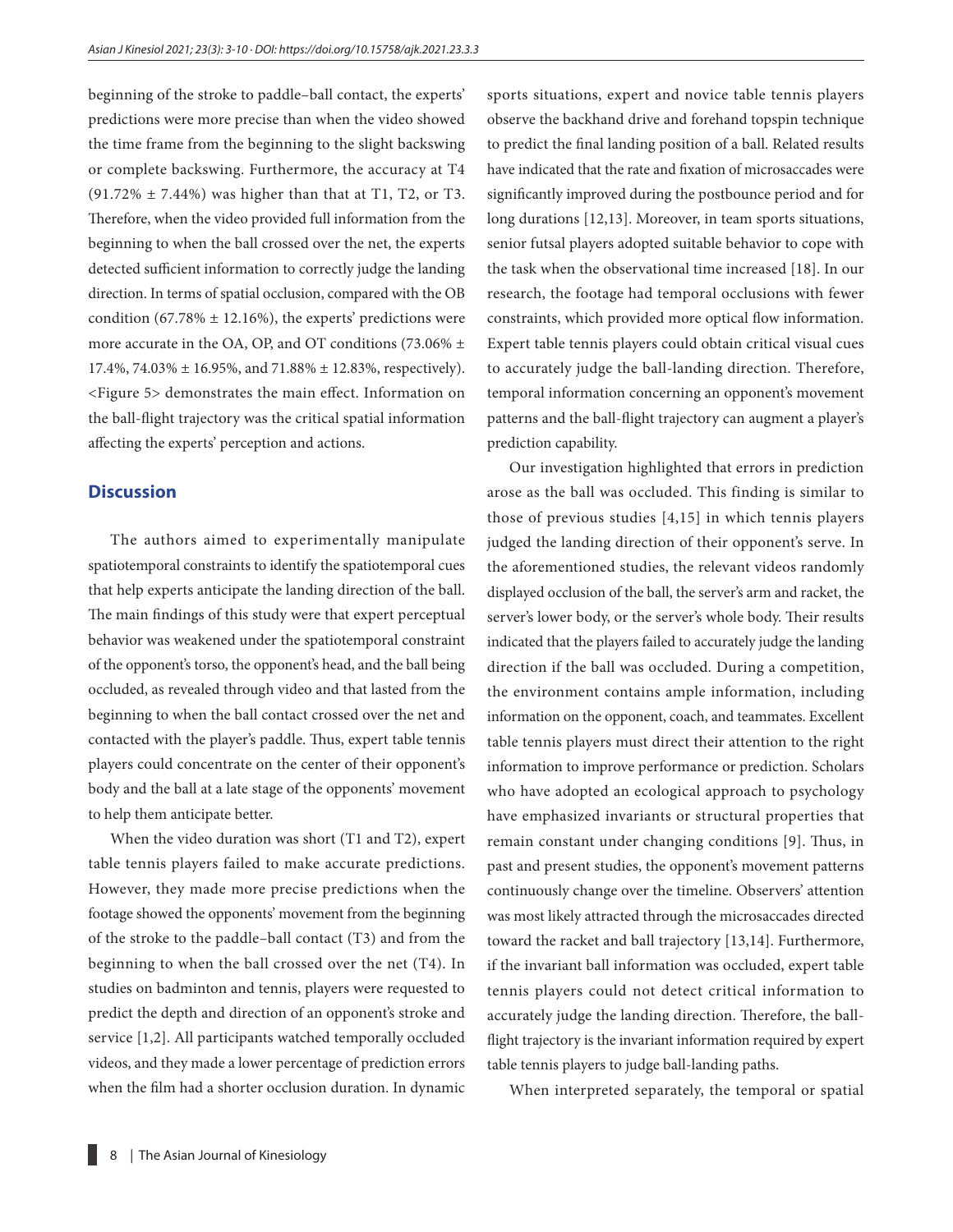beginning of the stroke to paddle–ball contact, the experts' predictions were more precise than when the video showed the time frame from the beginning to the slight backswing or complete backswing. Furthermore, the accuracy at T4 (91.72% ± 7.44%) was higher than that at T1, T2, or T3. Therefore, when the video provided full information from the beginning to when the ball crossed over the net, the experts detected sufficient information to correctly judge the landing direction. In terms of spatial occlusion, compared with the OB condition (67.78% ± 12.16%), the experts' predictions were more accurate in the OA, OP, and OT conditions (73.06% ± 17.4%, 74.03% ± 16.95%, and 71.88% ± 12.83%, respectively). <Figure 5> demonstrates the main effect. Information on the ball-flight trajectory was the critical spatial information affecting the experts' perception and actions.

## Discussion

The authors aimed to experimentally manipulate spatiotemporal constraints to identify the spatiotemporal cues that help experts anticipate the landing direction of the ball. The main findings of this study were that expert perceptual behavior was weakened under the spatiotemporal constraint of the opponent's torso, the opponent's head, and the ball being occluded, as revealed through video and that lasted from the beginning to when the ball contact crossed over the net and contacted with the player's paddle. Thus, expert table tennis players could concentrate on the center of their opponent's body and the ball at a late stage of the opponents' movement to help them anticipate better.

When the video duration was short (T1 and T2), expert table tennis players failed to make accurate predictions. However, they made more precise predictions when the footage showed the opponents' movement from the beginning of the stroke to the paddle–ball contact (T3) and from the beginning to when the ball crossed over the net (T4). In studies on badminton and tennis, players were requested to predict the depth and direction of an opponent's stroke and service [1,2]. All participants watched temporally occluded videos, and they made a lower percentage of prediction errors when the film had a shorter occlusion duration. In dynamic sports situations, expert and novice table tennis players observe the backhand drive and forehand topspin technique to predict the final landing position of a ball. Related results have indicated that the rate and fixation of microsaccades were significantly improved during the postbounce period and for long durations [12,13]. Moreover, in team sports situations, senior futsal players adopted suitable behavior to cope with the task when the observational time increased [18]. In our research, the footage had temporal occlusions with fewer constraints, which provided more optical flow information. Expert table tennis players could obtain critical visual cues to accurately judge the ball-landing direction. Therefore, temporal information concerning an opponent's movement patterns and the ball-flight trajectory can augment a player's prediction capability.

Our investigation highlighted that errors in prediction arose as the ball was occluded. This finding is similar to those of previous studies [4,15] in which tennis players judged the landing direction of their opponent's serve. In the aforementioned studies, the relevant videos randomly displayed occlusion of the ball, the server's arm and racket, the server's lower body, or the server's whole body. Their results indicated that the players failed to accurately judge the landing direction if the ball was occluded. During a competition, the environment contains ample information, including information on the opponent, coach, and teammates. Excellent table tennis players must direct their attention to the right information to improve performance or prediction. Scholars who have adopted an ecological approach to psychology have emphasized invariants or structural properties that remain constant under changing conditions [9]. Thus, in past and present studies, the opponent's movement patterns continuously change over the timeline. Observers' attention was most likely attracted through the microsaccades directed toward the racket and ball trajectory [13,14]. Furthermore, if the invariant ball information was occluded, expert table tennis players could not detect critical information to accurately judge the landing direction. Therefore, the ball-flight trajectory is the invariant information required by expert table tennis players to judge ball-landing paths.

When interpreted separately, the temporal or spatial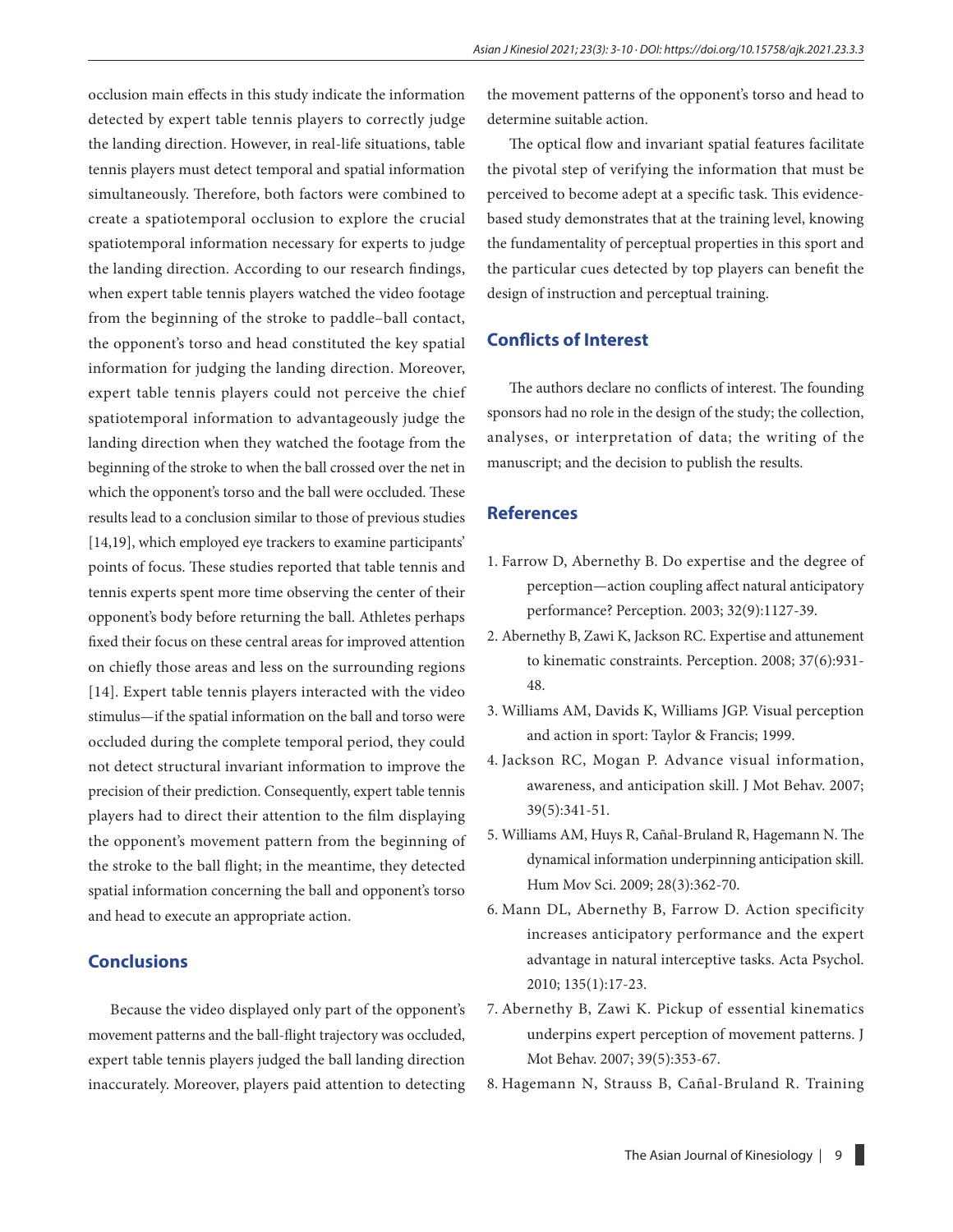occlusion main effects in this study indicate the information detected by expert table tennis players to correctly judge the landing direction. However, in real-life situations, table tennis players must detect temporal and spatial information simultaneously. Therefore, both factors were combined to create a spatiotemporal occlusion to explore the crucial spatiotemporal information necessary for experts to judge the landing direction. According to our research findings, when expert table tennis players watched the video footage from the beginning of the stroke to paddle–ball contact, the opponent's torso and head constituted the key spatial information for judging the landing direction. Moreover, expert table tennis players could not perceive the chief spatiotemporal information to advantageously judge the landing direction when they watched the footage from the beginning of the stroke to when the ball crossed over the net in which the opponent's torso and the ball were occluded. These results lead to a conclusion similar to those of previous studies [14,19], which employed eye trackers to examine participants' points of focus. These studies reported that table tennis and tennis experts spent more time observing the center of their opponent's body before returning the ball. Athletes perhaps fixed their focus on these central areas for improved attention on chiefly those areas and less on the surrounding regions [14]. Expert table tennis players interacted with the video stimulus—if the spatial information on the ball and torso were occluded during the complete temporal period, they could not detect structural invariant information to improve the precision of their prediction. Consequently, expert table tennis players had to direct their attention to the film displaying the opponent's movement pattern from the beginning of the stroke to the ball flight; in the meantime, they detected spatial information concerning the ball and opponent's torso and head to execute an appropriate action.

## Conclusions

Because the video displayed only part of the opponent's movement patterns and the ball-flight trajectory was occluded, expert table tennis players judged the ball landing direction inaccurately. Moreover, players paid attention to detecting the movement patterns of the opponent's torso and head to determine suitable action.

The optical flow and invariant spatial features facilitate the pivotal step of verifying the information that must be perceived to become adept at a specific task. This evidence-based study demonstrates that at the training level, knowing the fundamentality of perceptual properties in this sport and the particular cues detected by top players can benefit the design of instruction and perceptual training.

## Conflicts of Interest

The authors declare no conflicts of interest. The founding sponsors had no role in the design of the study; the collection, analyses, or interpretation of data; the writing of the manuscript; and the decision to publish the results.

## References

1. Farrow D, Abernethy B. Do expertise and the degree of perception—action coupling affect natural anticipatory performance? Perception. 2003; 32(9):1127-39.
2. Abernethy B, Zawi K, Jackson RC. Expertise and attunement to kinematic constraints. Perception. 2008; 37(6):931-48.
3. Williams AM, Davids K, Williams JGP. Visual perception and action in sport: Taylor & Francis; 1999.
4. Jackson RC, Mogan P. Advance visual information, awareness, and anticipation skill. J Mot Behav. 2007; 39(5):341-51.
5. Williams AM, Huys R, Cañal-Bruland R, Hagemann N. The dynamical information underpinning anticipation skill. Hum Mov Sci. 2009; 28(3):362-70.
6. Mann DL, Abernethy B, Farrow D. Action specificity increases anticipatory performance and the expert advantage in natural interceptive tasks. Acta Psychol. 2010; 135(1):17-23.
7. Abernethy B, Zawi K. Pickup of essential kinematics underpins expert perception of movement patterns. J Mot Behav. 2007; 39(5):353-67.
8. Hagemann N, Strauss B, Cañal-Bruland R. Training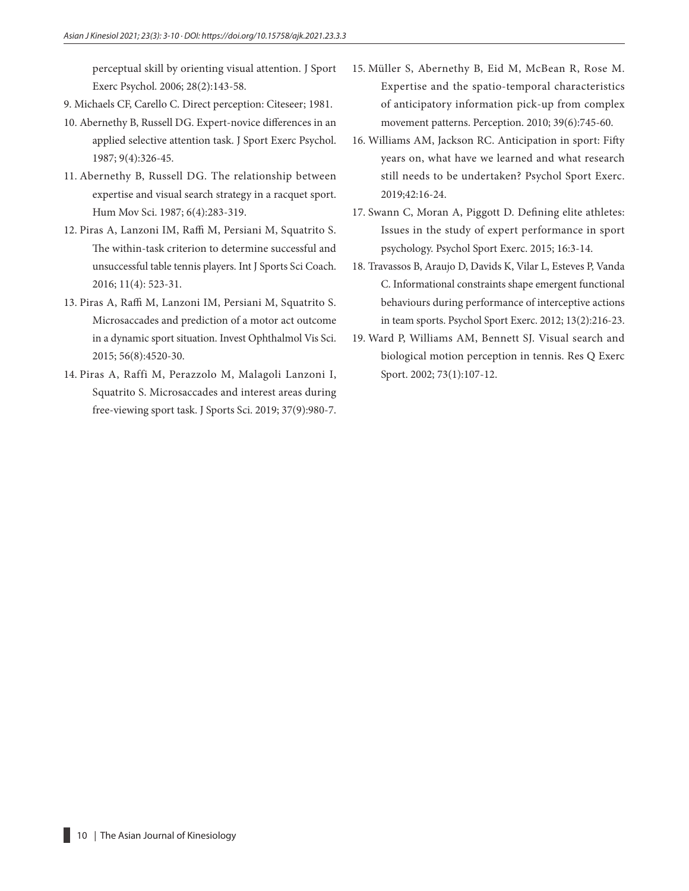perceptual skill by orienting visual attention. J Sport Exerc Psychol. 2006; 28(2):143-58.

9. Michaels CF, Carello C. Direct perception: Citeseer; 1981.
10. Abernethy B, Russell DG. Expert-novice differences in an applied selective attention task. J Sport Exerc Psychol. 1987; 9(4):326-45.
11. Abernethy B, Russell DG. The relationship between expertise and visual search strategy in a racquet sport. Hum Mov Sci. 1987; 6(4):283-319.
12. Piras A, Lanzoni IM, Raffi M, Persiani M, Squatrito S. The within-task criterion to determine successful and unsuccessful table tennis players. Int J Sports Sci Coach. 2016; 11(4): 523-31.
13. Piras A, Raffi M, Lanzoni IM, Persiani M, Squatrito S. Microsaccades and prediction of a motor act outcome in a dynamic sport situation. Invest Ophthalmol Vis Sci. 2015; 56(8):4520-30.
14. Piras A, Raffi M, Perazzolo M, Malagoli Lanzoni I, Squatrito S. Microsaccades and interest areas during free-viewing sport task. J Sports Sci. 2019; 37(9):980-7.
15. Müller S, Abernethy B, Eid M, McBean R, Rose M. Expertise and the spatio-temporal characteristics of anticipatory information pick-up from complex movement patterns. Perception. 2010; 39(6):745-60.
16. Williams AM, Jackson RC. Anticipation in sport: Fifty years on, what have we learned and what research still needs to be undertaken? Psychol Sport Exerc. 2019;42:16-24.
17. Swann C, Moran A, Piggott D. Defining elite athletes: Issues in the study of expert performance in sport psychology. Psychol Sport Exerc. 2015; 16:3-14.
18. Travassos B, Araujo D, Davids K, Vilar L, Esteves P, Vanda C. Informational constraints shape emergent functional behaviours during performance of interceptive actions in team sports. Psychol Sport Exerc. 2012; 13(2):216-23.
19. Ward P, Williams AM, Bennett SJ. Visual search and biological motion perception in tennis. Res Q Exerc Sport. 2002; 73(1):107-12.